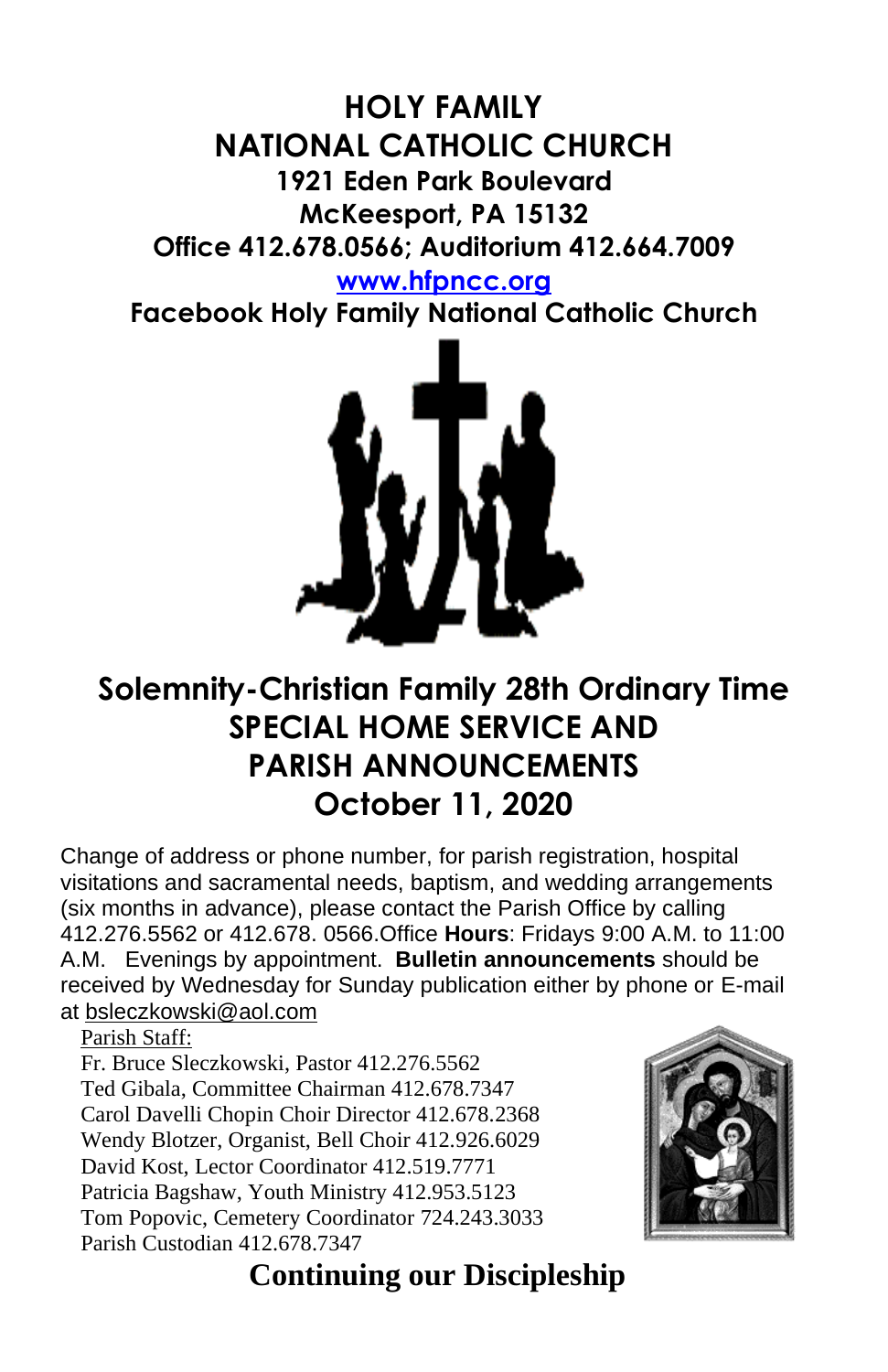# HOLY FAMILY NATIONAL CATHOLIC CHURCH

**1921 Eden Park Boulevard**
**McKeesport, PA 15132**
**Office 412.678.0566; Auditorium 412.664.7009**

**www.hfpncc.org**

**Facebook Holy Family National Catholic Church**

## Solemnity-Christian Family 28th Ordinary Time
## SPECIAL HOME SERVICE AND PARISH ANNOUNCEMENTS
## October 11, 2020

Change of address or phone number, for parish registration, hospital visitations and sacramental needs, baptism, and wedding arrangements (six months in advance), please contact the Parish Office by calling 412.276.5562 or 412.678. 0566.Office **Hours**: Fridays 9:00 A.M. to 11:00 A.M. Evenings by appointment. **Bulletin announcements** should be received by Wednesday for Sunday publication either by phone or E-mail at bsleczkowski@aol.com

Parish Staff:

Fr. Bruce Sleczkowski, Pastor 412.276.5562
Ted Gibala, Committee Chairman 412.678.7347
Carol Davelli Chopin Choir Director 412.678.2368
Wendy Blotzer, Organist, Bell Choir 412.926.6029
David Kost, Lector Coordinator 412.519.7771
Patricia Bagshaw, Youth Ministry 412.953.5123
Tom Popovic, Cemetery Coordinator 724.243.3033
Parish Custodian 412.678.7347

## Continuing our Discipleship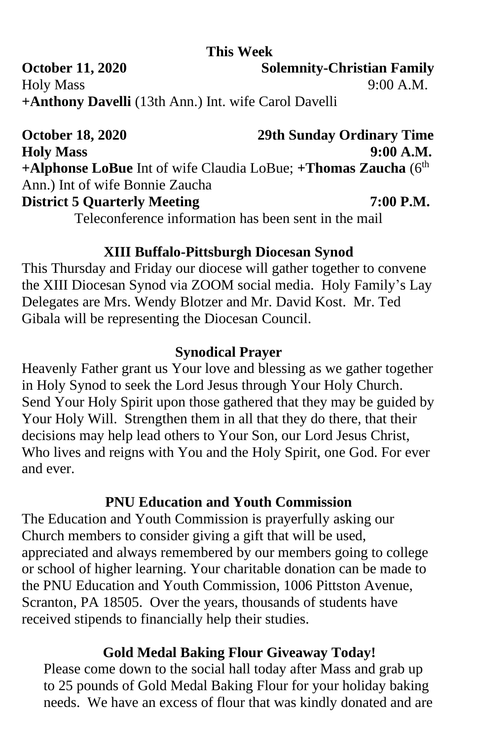**This Week**

**October 11, 2020** **Solemnity-Christian Family**

Holy Mass 9:00 A.M.

**+Anthony Davelli** (13th Ann.) Int. wife Carol Davelli

**October 18, 2020** **29th Sunday Ordinary Time**

**Holy Mass** **9:00 A.M.**

**+Alphonse LoBue** Int of wife Claudia LoBue; **+Thomas Zaucha** (6th Ann.) Int of wife Bonnie Zaucha

**District 5 Quarterly Meeting** **7:00 P.M.**

Teleconference information has been sent in the mail

## XIII Buffalo-Pittsburgh Diocesan Synod

This Thursday and Friday our diocese will gather together to convene the XIII Diocesan Synod via ZOOM social media. Holy Family's Lay Delegates are Mrs. Wendy Blotzer and Mr. David Kost. Mr. Ted Gibala will be representing the Diocesan Council.

## Synodical Prayer

Heavenly Father grant us Your love and blessing as we gather together in Holy Synod to seek the Lord Jesus through Your Holy Church. Send Your Holy Spirit upon those gathered that they may be guided by Your Holy Will. Strengthen them in all that they do there, that their decisions may help lead others to Your Son, our Lord Jesus Christ, Who lives and reigns with You and the Holy Spirit, one God. For ever and ever.

## PNU Education and Youth Commission

The Education and Youth Commission is prayerfully asking our Church members to consider giving a gift that will be used, appreciated and always remembered by our members going to college or school of higher learning. Your charitable donation can be made to the PNU Education and Youth Commission, 1006 Pittston Avenue, Scranton, PA 18505. Over the years, thousands of students have received stipends to financially help their studies.

## Gold Medal Baking Flour Giveaway Today!

Please come down to the social hall today after Mass and grab up to 25 pounds of Gold Medal Baking Flour for your holiday baking needs. We have an excess of flour that was kindly donated and are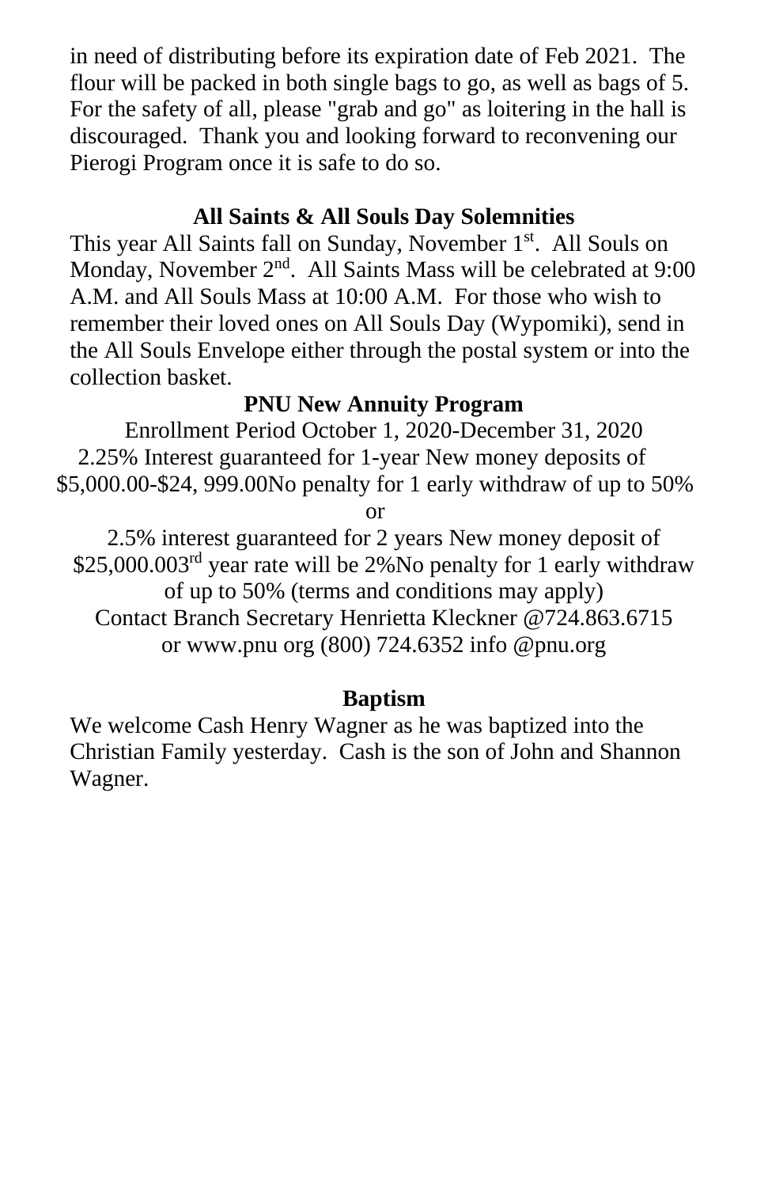in need of distributing before its expiration date of Feb 2021. The flour will be packed in both single bags to go, as well as bags of 5. For the safety of all, please "grab and go" as loitering in the hall is discouraged. Thank you and looking forward to reconvening our Pierogi Program once it is safe to do so.

**All Saints & All Souls Day Solemnities**

This year All Saints fall on Sunday, November 1st. All Souls on Monday, November 2nd. All Saints Mass will be celebrated at 9:00 A.M. and All Souls Mass at 10:00 A.M. For those who wish to remember their loved ones on All Souls Day (Wypomiki), send in the All Souls Envelope either through the postal system or into the collection basket.

**PNU New Annuity Program**

Enrollment Period October 1, 2020-December 31, 2020
2.25% Interest guaranteed for 1-year New money deposits of $5,000.00-$24, 999.00No penalty for 1 early withdraw of up to 50%

or

2.5% interest guaranteed for 2 years New money deposit of $25,000.003rd year rate will be 2%No penalty for 1 early withdraw of up to 50% (terms and conditions may apply)
Contact Branch Secretary Henrietta Kleckner @724.863.6715 or www.pnu org (800) 724.6352 info @pnu.org

**Baptism**

We welcome Cash Henry Wagner as he was baptized into the Christian Family yesterday. Cash is the son of John and Shannon Wagner.